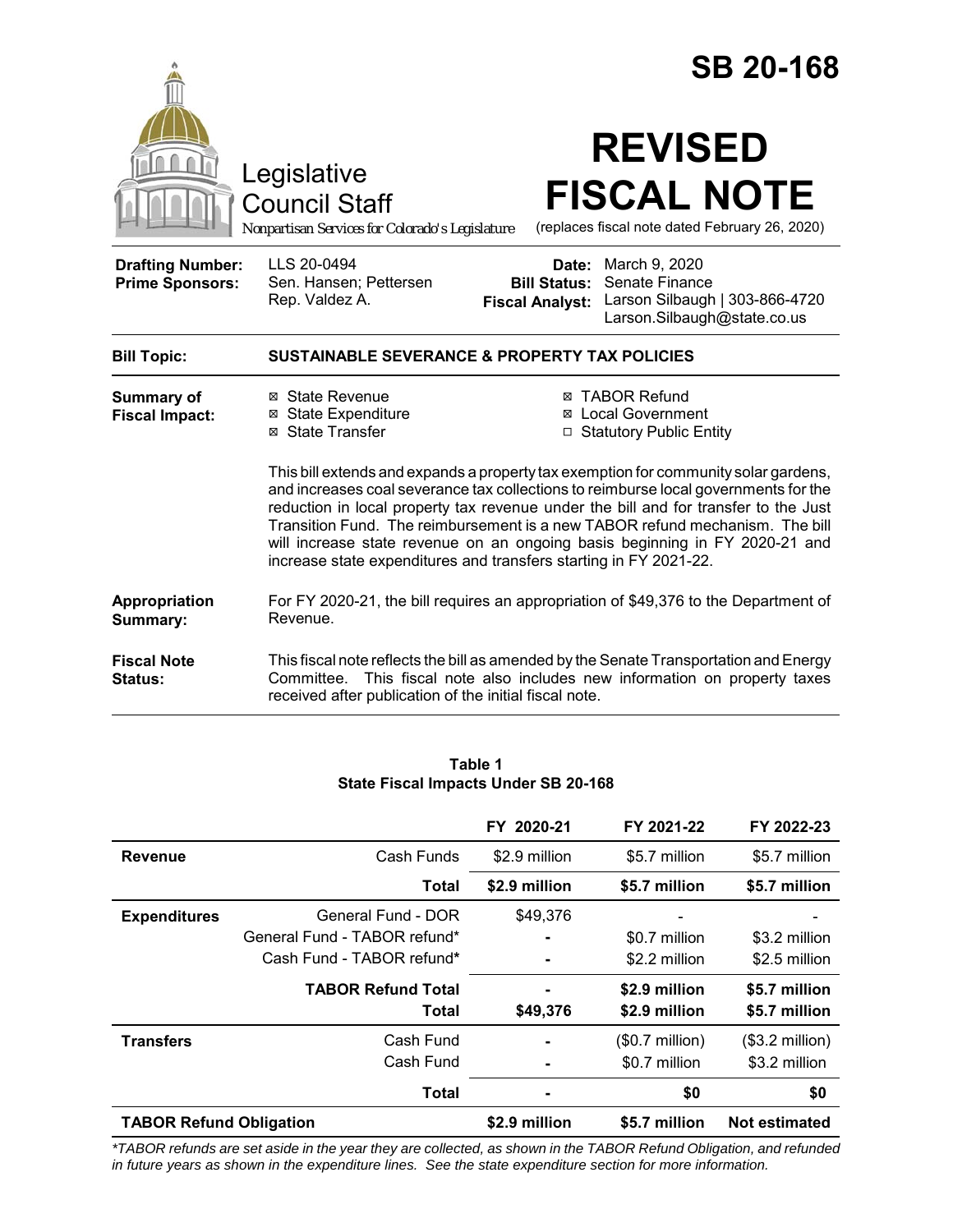# SB 20-168

Legislative Council Staff

*Nonpartisan Services for Colorado's Legislature*

# REVISED FISCAL NOTE

(replaces fiscal note dated February 26, 2020)

| | | | |
|---|---|---|---|
| **Drafting Number:** | LLS 20-0494 | **Date:** | March 9, 2020 |
| **Prime Sponsors:** | Sen. Hansen; Pettersen<br>Rep. Valdez A. | **Bill Status:** | Senate Finance |
| | | **Fiscal Analyst:** | Larson Silbaugh \| 303-866-4720<br>Larson.Silbaugh@state.co.us |

**Bill Topic:** **SUSTAINABLE SEVERANCE & PROPERTY TAX POLICIES**

**Summary of Fiscal Impact:**

- ☒ State Revenue
- ☒ State Expenditure
- ☒ State Transfer
- ☒ TABOR Refund
- ☒ Local Government
- ☐ Statutory Public Entity

This bill extends and expands a property tax exemption for community solar gardens, and increases coal severance tax collections to reimburse local governments for the reduction in local property tax revenue under the bill and for transfer to the Just Transition Fund. The reimbursement is a new TABOR refund mechanism. The bill will increase state revenue on an ongoing basis beginning in FY 2020-21 and increase state expenditures and transfers starting in FY 2021-22.

**Appropriation Summary:** For FY 2020-21, the bill requires an appropriation of $49,376 to the Department of Revenue.

**Fiscal Note Status:** This fiscal note reflects the bill as amended by the Senate Transportation and Energy Committee. This fiscal note also includes new information on property taxes received after publication of the initial fiscal note.

**Table 1**
**State Fiscal Impacts Under SB 20-168**

| | | FY 2020-21 | FY 2021-22 | FY 2022-23 |
|---|---|---|---|---|
| **Revenue** | Cash Funds | $2.9 million | $5.7 million | $5.7 million |
| | **Total** | **$2.9 million** | **$5.7 million** | **$5.7 million** |
| **Expenditures** | General Fund - DOR | $49,376 | - | - |
| | General Fund - TABOR refund* | - | $0.7 million | $3.2 million |
| | Cash Fund - TABOR refund* | - | $2.2 million | $2.5 million |
| | **TABOR Refund Total** | **-** | **$2.9 million** | **$5.7 million** |
| | **Total** | **$49,376** | **$2.9 million** | **$5.7 million** |
| **Transfers** | Cash Fund | - | ($0.7 million) | ($3.2 million) |
| | Cash Fund | - | $0.7 million | $3.2 million |
| | **Total** | **-** | **$0** | **$0** |
| **TABOR Refund Obligation** | | **$2.9 million** | **$5.7 million** | **Not estimated** |

*\*TABOR refunds are set aside in the year they are collected, as shown in the TABOR Refund Obligation, and refunded in future years as shown in the expenditure lines. See the state expenditure section for more information.*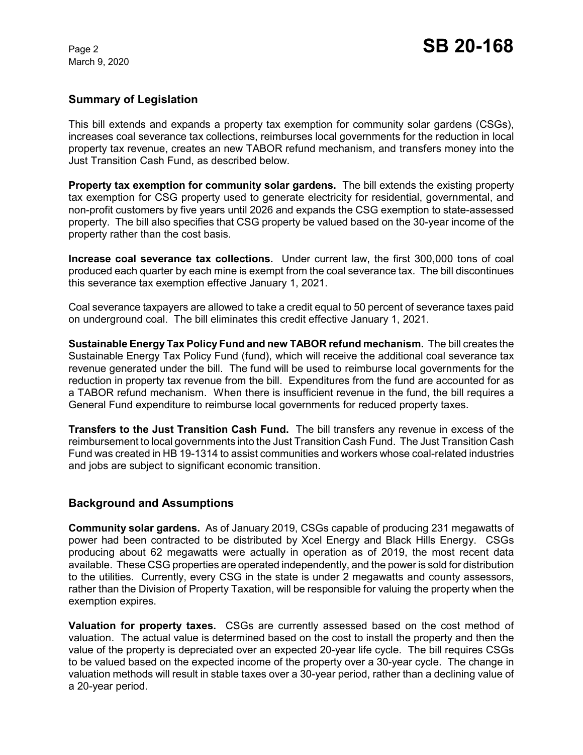## Summary of Legislation

This bill extends and expands a property tax exemption for community solar gardens (CSGs), increases coal severance tax collections, reimburses local governments for the reduction in local property tax revenue, creates an new TABOR refund mechanism, and transfers money into the Just Transition Cash Fund, as described below.

**Property tax exemption for community solar gardens.** The bill extends the existing property tax exemption for CSG property used to generate electricity for residential, governmental, and non-profit customers by five years until 2026 and expands the CSG exemption to state-assessed property. The bill also specifies that CSG property be valued based on the 30-year income of the property rather than the cost basis.

**Increase coal severance tax collections.** Under current law, the first 300,000 tons of coal produced each quarter by each mine is exempt from the coal severance tax. The bill discontinues this severance tax exemption effective January 1, 2021.

Coal severance taxpayers are allowed to take a credit equal to 50 percent of severance taxes paid on underground coal. The bill eliminates this credit effective January 1, 2021.

**Sustainable Energy Tax Policy Fund and new TABOR refund mechanism.** The bill creates the Sustainable Energy Tax Policy Fund (fund), which will receive the additional coal severance tax revenue generated under the bill. The fund will be used to reimburse local governments for the reduction in property tax revenue from the bill. Expenditures from the fund are accounted for as a TABOR refund mechanism. When there is insufficient revenue in the fund, the bill requires a General Fund expenditure to reimburse local governments for reduced property taxes.

**Transfers to the Just Transition Cash Fund.** The bill transfers any revenue in excess of the reimbursement to local governments into the Just Transition Cash Fund. The Just Transition Cash Fund was created in HB 19-1314 to assist communities and workers whose coal-related industries and jobs are subject to significant economic transition.

## Background and Assumptions

**Community solar gardens.** As of January 2019, CSGs capable of producing 231 megawatts of power had been contracted to be distributed by Xcel Energy and Black Hills Energy. CSGs producing about 62 megawatts were actually in operation as of 2019, the most recent data available. These CSG properties are operated independently, and the power is sold for distribution to the utilities. Currently, every CSG in the state is under 2 megawatts and county assessors, rather than the Division of Property Taxation, will be responsible for valuing the property when the exemption expires.

**Valuation for property taxes.** CSGs are currently assessed based on the cost method of valuation. The actual value is determined based on the cost to install the property and then the value of the property is depreciated over an expected 20-year life cycle. The bill requires CSGs to be valued based on the expected income of the property over a 30-year cycle. The change in valuation methods will result in stable taxes over a 30-year period, rather than a declining value of a 20-year period.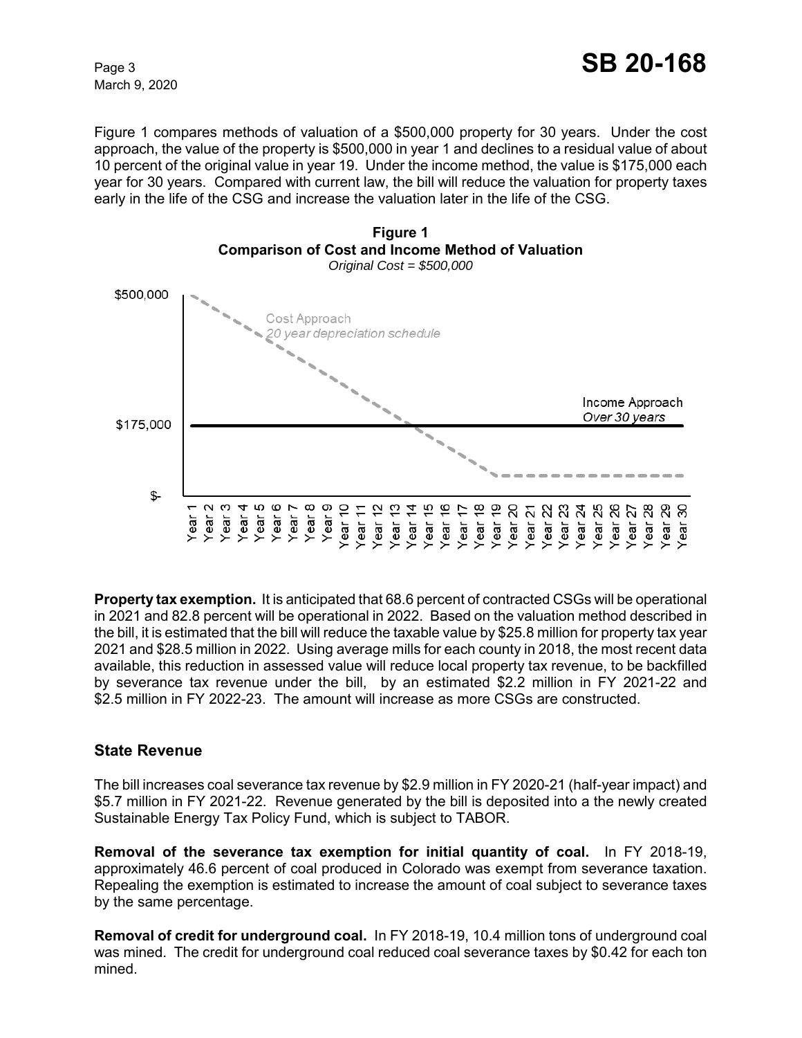Figure 1 compares methods of valuation of a $500,000 property for 30 years. Under the cost approach, the value of the property is $500,000 in year 1 and declines to a residual value of about 10 percent of the original value in year 19. Under the income method, the value is $175,000 each year for 30 years. Compared with current law, the bill will reduce the valuation for property taxes early in the life of the CSG and increase the valuation later in the life of the CSG.

**Figure 1**
**Comparison of Cost and Income Method of Valuation**
*Original Cost = $500,000*

**Property tax exemption.** It is anticipated that 68.6 percent of contracted CSGs will be operational in 2021 and 82.8 percent will be operational in 2022. Based on the valuation method described in the bill, it is estimated that the bill will reduce the taxable value by $25.8 million for property tax year 2021 and $28.5 million in 2022. Using average mills for each county in 2018, the most recent data available, this reduction in assessed value will reduce local property tax revenue, to be backfilled by severance tax revenue under the bill, by an estimated $2.2 million in FY 2021-22 and $2.5 million in FY 2022-23. The amount will increase as more CSGs are constructed.

## State Revenue

The bill increases coal severance tax revenue by $2.9 million in FY 2020-21 (half-year impact) and $5.7 million in FY 2021-22. Revenue generated by the bill is deposited into a the newly created Sustainable Energy Tax Policy Fund, which is subject to TABOR.

**Removal of the severance tax exemption for initial quantity of coal.** In FY 2018-19, approximately 46.6 percent of coal produced in Colorado was exempt from severance taxation. Repealing the exemption is estimated to increase the amount of coal subject to severance taxes by the same percentage.

**Removal of credit for underground coal.** In FY 2018-19, 10.4 million tons of underground coal was mined. The credit for underground coal reduced coal severance taxes by $0.42 for each ton mined.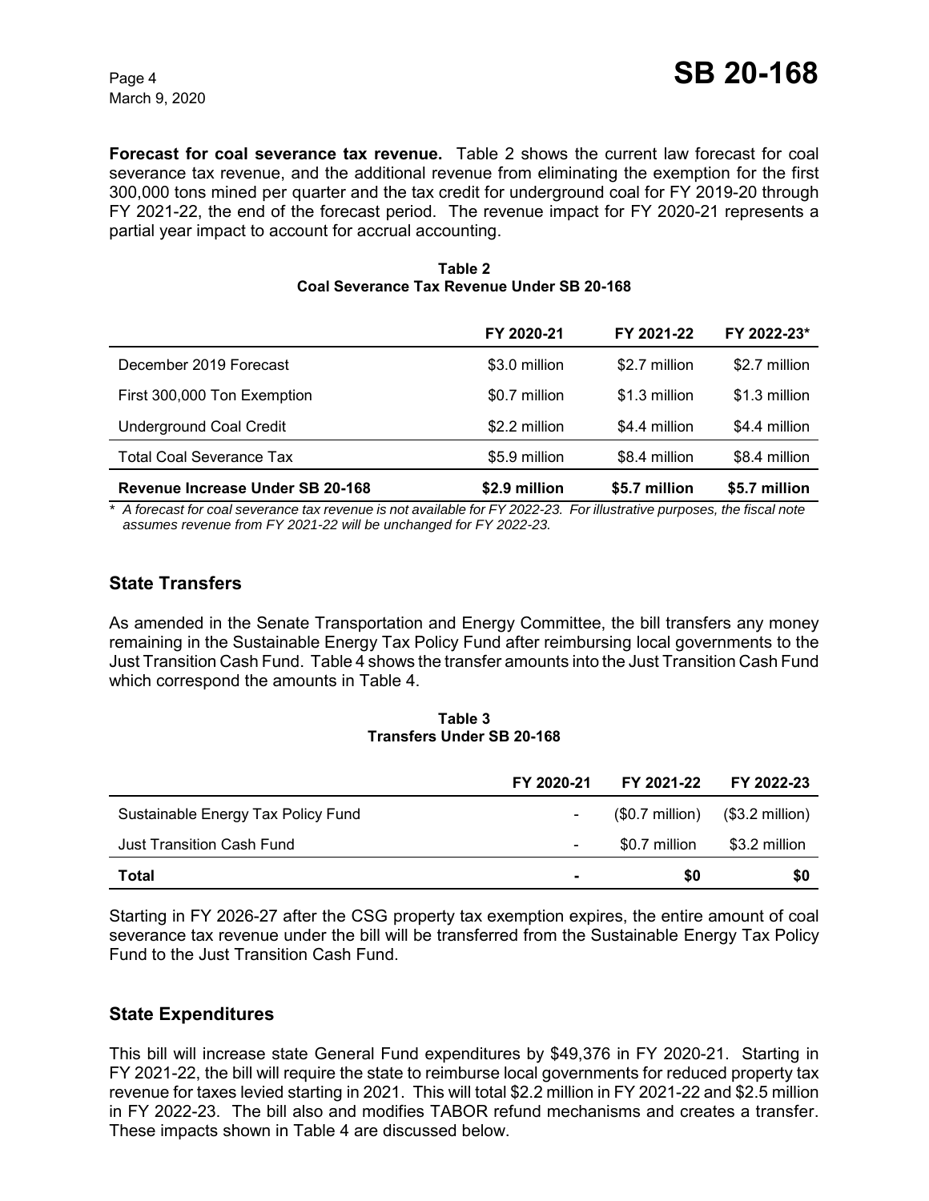**Forecast for coal severance tax revenue.** Table 2 shows the current law forecast for coal severance tax revenue, and the additional revenue from eliminating the exemption for the first 300,000 tons mined per quarter and the tax credit for underground coal for FY 2019-20 through FY 2021-22, the end of the forecast period. The revenue impact for FY 2020-21 represents a partial year impact to account for accrual accounting.

**Table 2**
**Coal Severance Tax Revenue Under SB 20-168**

| | FY 2020-21 | FY 2021-22 | FY 2022-23* |
|---|---|---|---|
| December 2019 Forecast | $3.0 million | $2.7 million | $2.7 million |
| First 300,000 Ton Exemption | $0.7 million | $1.3 million | $1.3 million |
| Underground Coal Credit | $2.2 million | $4.4 million | $4.4 million |
| Total Coal Severance Tax | $5.9 million | $8.4 million | $8.4 million |
| **Revenue Increase Under SB 20-168** | **$2.9 million** | **$5.7 million** | **$5.7 million** |

*\* A forecast for coal severance tax revenue is not available for FY 2022-23. For illustrative purposes, the fiscal note assumes revenue from FY 2021-22 will be unchanged for FY 2022-23.*

## State Transfers

As amended in the Senate Transportation and Energy Committee, the bill transfers any money remaining in the Sustainable Energy Tax Policy Fund after reimbursing local governments to the Just Transition Cash Fund. Table 4 shows the transfer amounts into the Just Transition Cash Fund which correspond the amounts in Table 4.

**Table 3**
**Transfers Under SB 20-168**

| | FY 2020-21 | FY 2021-22 | FY 2022-23 |
|---|---|---|---|
| Sustainable Energy Tax Policy Fund | - | ($0.7 million) | ($3.2 million) |
| Just Transition Cash Fund | - | $0.7 million | $3.2 million |
| **Total** | **-** | **$0** | **$0** |

Starting in FY 2026-27 after the CSG property tax exemption expires, the entire amount of coal severance tax revenue under the bill will be transferred from the Sustainable Energy Tax Policy Fund to the Just Transition Cash Fund.

## State Expenditures

This bill will increase state General Fund expenditures by $49,376 in FY 2020-21. Starting in FY 2021-22, the bill will require the state to reimburse local governments for reduced property tax revenue for taxes levied starting in 2021. This will total $2.2 million in FY 2021-22 and $2.5 million in FY 2022-23. The bill also and modifies TABOR refund mechanisms and creates a transfer. These impacts shown in Table 4 are discussed below.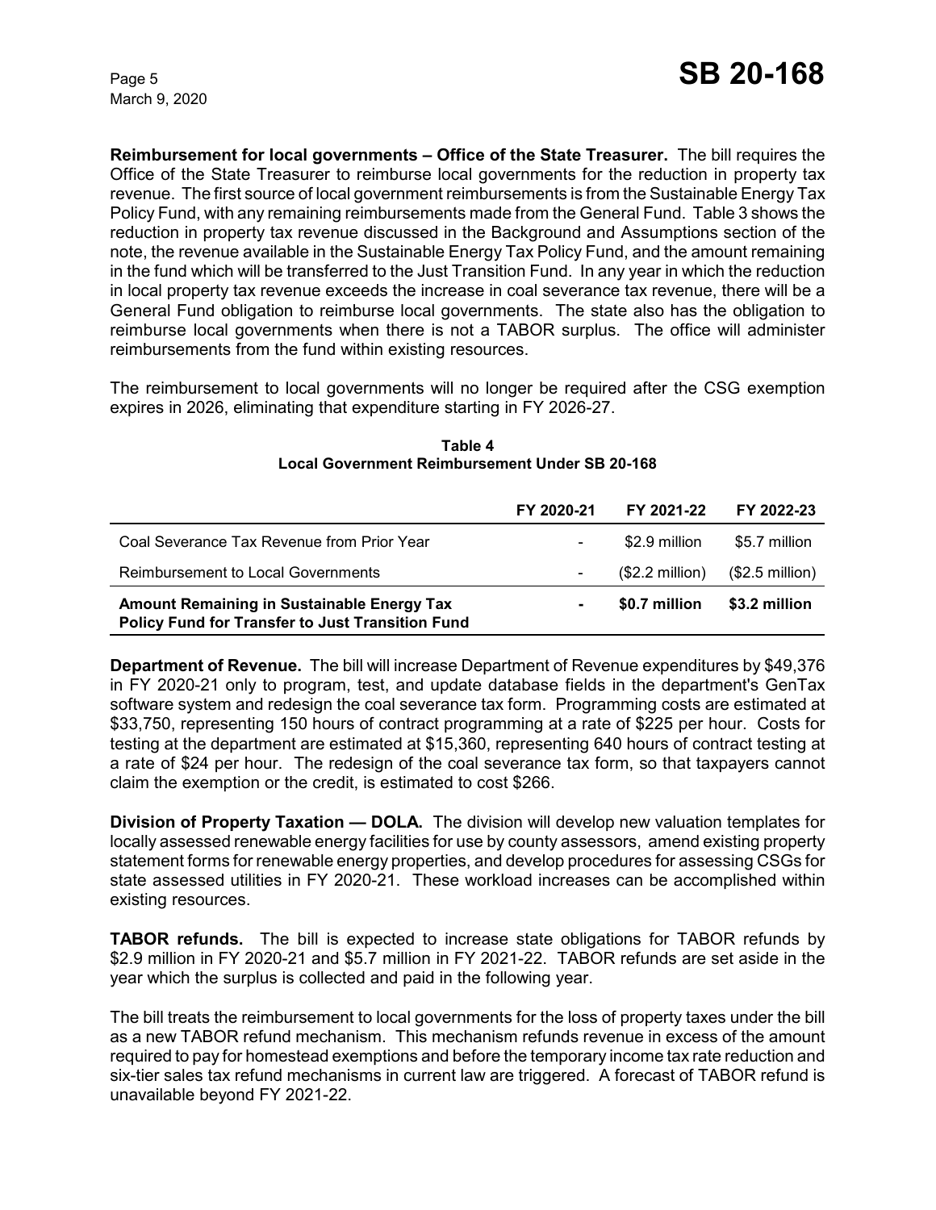**Reimbursement for local governments – Office of the State Treasurer.** The bill requires the Office of the State Treasurer to reimburse local governments for the reduction in property tax revenue. The first source of local government reimbursements is from the Sustainable Energy Tax Policy Fund, with any remaining reimbursements made from the General Fund. Table 3 shows the reduction in property tax revenue discussed in the Background and Assumptions section of the note, the revenue available in the Sustainable Energy Tax Policy Fund, and the amount remaining in the fund which will be transferred to the Just Transition Fund. In any year in which the reduction in local property tax revenue exceeds the increase in coal severance tax revenue, there will be a General Fund obligation to reimburse local governments. The state also has the obligation to reimburse local governments when there is not a TABOR surplus. The office will administer reimbursements from the fund within existing resources.

The reimbursement to local governments will no longer be required after the CSG exemption expires in 2026, eliminating that expenditure starting in FY 2026-27.

**Table 4**
**Local Government Reimbursement Under SB 20-168**

| | FY 2020-21 | FY 2021-22 | FY 2022-23 |
|---|---|---|---|
| Coal Severance Tax Revenue from Prior Year | - | $2.9 million | $5.7 million |
| Reimbursement to Local Governments | - | ($2.2 million) | ($2.5 million) |
| **Amount Remaining in Sustainable Energy Tax Policy Fund for Transfer to Just Transition Fund** | **-** | **$0.7 million** | **$3.2 million** |

**Department of Revenue.** The bill will increase Department of Revenue expenditures by $49,376 in FY 2020-21 only to program, test, and update database fields in the department's GenTax software system and redesign the coal severance tax form. Programming costs are estimated at $33,750, representing 150 hours of contract programming at a rate of $225 per hour. Costs for testing at the department are estimated at $15,360, representing 640 hours of contract testing at a rate of $24 per hour. The redesign of the coal severance tax form, so that taxpayers cannot claim the exemption or the credit, is estimated to cost $266.

**Division of Property Taxation — DOLA.** The division will develop new valuation templates for locally assessed renewable energy facilities for use by county assessors, amend existing property statement forms for renewable energy properties, and develop procedures for assessing CSGs for state assessed utilities in FY 2020-21. These workload increases can be accomplished within existing resources.

**TABOR refunds.** The bill is expected to increase state obligations for TABOR refunds by $2.9 million in FY 2020-21 and $5.7 million in FY 2021-22. TABOR refunds are set aside in the year which the surplus is collected and paid in the following year.

The bill treats the reimbursement to local governments for the loss of property taxes under the bill as a new TABOR refund mechanism. This mechanism refunds revenue in excess of the amount required to pay for homestead exemptions and before the temporary income tax rate reduction and six-tier sales tax refund mechanisms in current law are triggered. A forecast of TABOR refund is unavailable beyond FY 2021-22.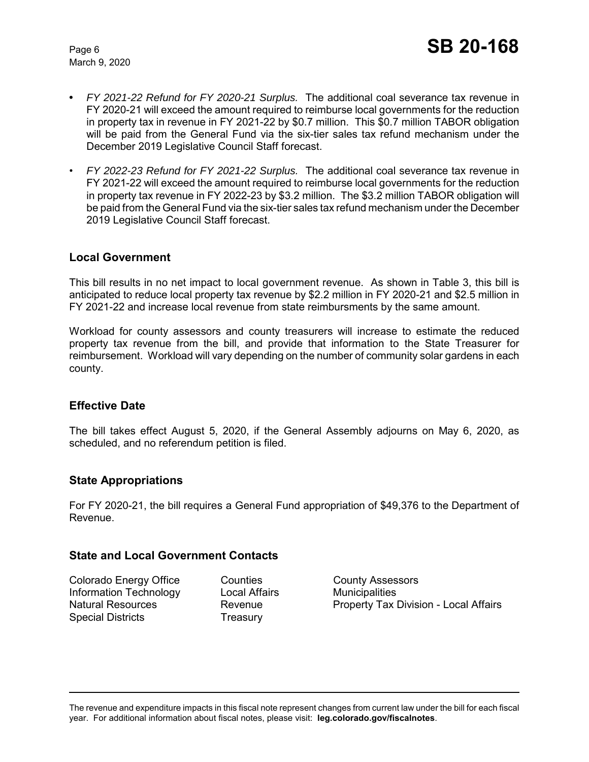- *FY 2021-22 Refund for FY 2020-21 Surplus.* The additional coal severance tax revenue in FY 2020-21 will exceed the amount required to reimburse local governments for the reduction in property tax in revenue in FY 2021-22 by $0.7 million. This $0.7 million TABOR obligation will be paid from the General Fund via the six-tier sales tax refund mechanism under the December 2019 Legislative Council Staff forecast.
- *FY 2022-23 Refund for FY 2021-22 Surplus.* The additional coal severance tax revenue in FY 2021-22 will exceed the amount required to reimburse local governments for the reduction in property tax revenue in FY 2022-23 by $3.2 million. The $3.2 million TABOR obligation will be paid from the General Fund via the six-tier sales tax refund mechanism under the December 2019 Legislative Council Staff forecast.

## Local Government

This bill results in no net impact to local government revenue. As shown in Table 3, this bill is anticipated to reduce local property tax revenue by $2.2 million in FY 2020-21 and $2.5 million in FY 2021-22 and increase local revenue from state reimbursments by the same amount.

Workload for county assessors and county treasurers will increase to estimate the reduced property tax revenue from the bill, and provide that information to the State Treasurer for reimbursement. Workload will vary depending on the number of community solar gardens in each county.

## Effective Date

The bill takes effect August 5, 2020, if the General Assembly adjourns on May 6, 2020, as scheduled, and no referendum petition is filed.

## State Appropriations

For FY 2020-21, the bill requires a General Fund appropriation of $49,376 to the Department of Revenue.

## State and Local Government Contacts

| | | |
|---|---|---|
| Colorado Energy Office | Counties | County Assessors |
| Information Technology | Local Affairs | Municipalities |
| Natural Resources | Revenue | Property Tax Division - Local Affairs |
| Special Districts | Treasury | |

The revenue and expenditure impacts in this fiscal note represent changes from current law under the bill for each fiscal year. For additional information about fiscal notes, please visit: **leg.colorado.gov/fiscalnotes**.